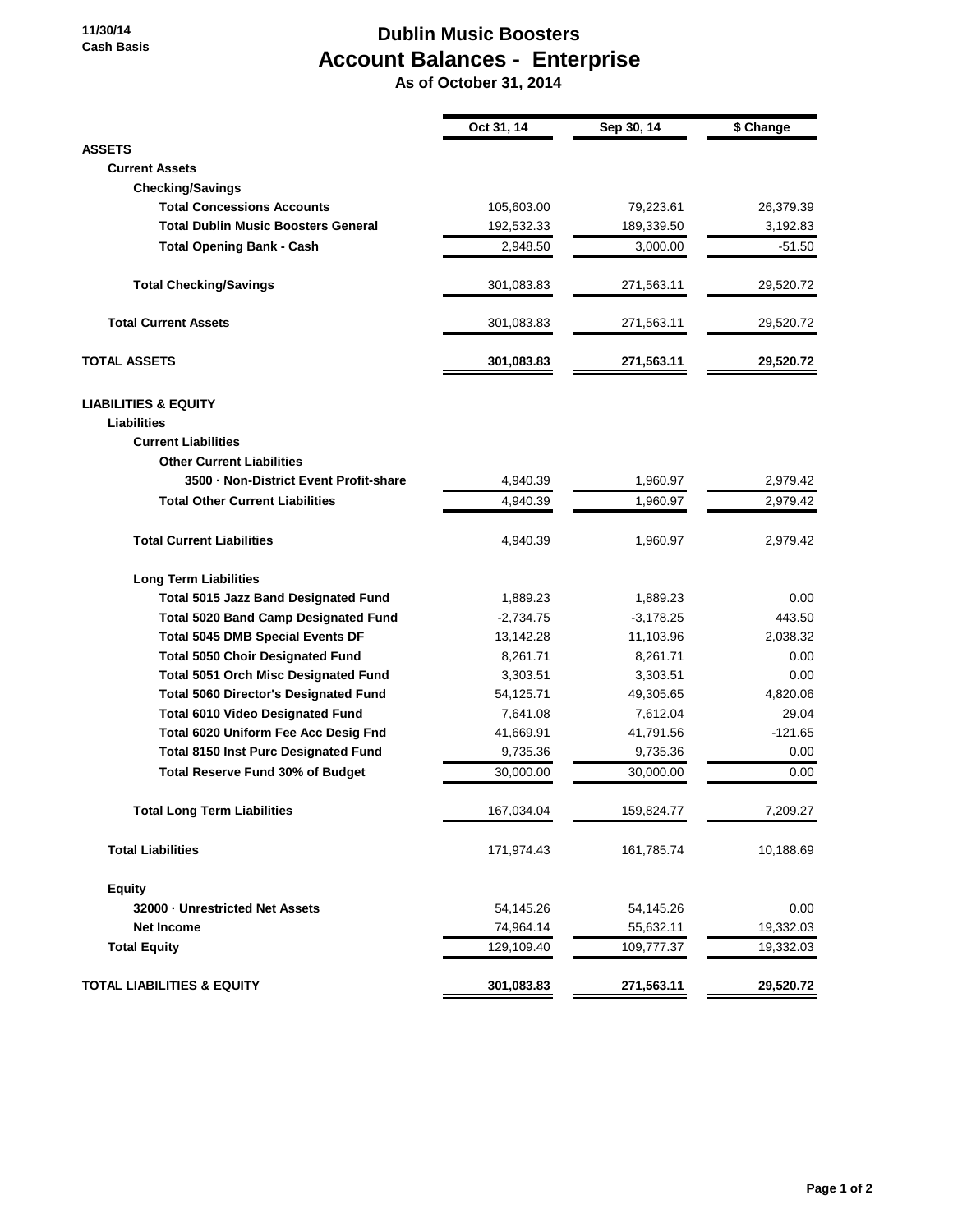11/30/14
Cash Basis

# Dublin Music Boosters
## Account Balances - Enterprise
### As of October 31, 2014

| | Oct 31, 14 | Sep 30, 14 | $ Change |
|---|---|---|---|
| **ASSETS** | | | |
| **Current Assets** | | | |
| **Checking/Savings** | | | |
| **Total Concessions Accounts** | 105,603.00 | 79,223.61 | 26,379.39 |
| **Total Dublin Music Boosters General** | 192,532.33 | 189,339.50 | 3,192.83 |
| **Total Opening Bank - Cash** | 2,948.50 | 3,000.00 | -51.50 |
| **Total Checking/Savings** | 301,083.83 | 271,563.11 | 29,520.72 |
| **Total Current Assets** | 301,083.83 | 271,563.11 | 29,520.72 |
| **TOTAL ASSETS** | **301,083.83** | **271,563.11** | **29,520.72** |
| **LIABILITIES & EQUITY** | | | |
| **Liabilities** | | | |
| **Current Liabilities** | | | |
| **Other Current Liabilities** | | | |
| **3500 · Non-District Event Profit-share** | 4,940.39 | 1,960.97 | 2,979.42 |
| **Total Other Current Liabilities** | 4,940.39 | 1,960.97 | 2,979.42 |
| **Total Current Liabilities** | 4,940.39 | 1,960.97 | 2,979.42 |
| **Long Term Liabilities** | | | |
| **Total 5015 Jazz Band Designated Fund** | 1,889.23 | 1,889.23 | 0.00 |
| **Total 5020 Band Camp Designated Fund** | -2,734.75 | -3,178.25 | 443.50 |
| **Total 5045 DMB Special Events DF** | 13,142.28 | 11,103.96 | 2,038.32 |
| **Total 5050 Choir Designated Fund** | 8,261.71 | 8,261.71 | 0.00 |
| **Total 5051 Orch Misc Designated Fund** | 3,303.51 | 3,303.51 | 0.00 |
| **Total 5060 Director's Designated Fund** | 54,125.71 | 49,305.65 | 4,820.06 |
| **Total 6010 Video Designated Fund** | 7,641.08 | 7,612.04 | 29.04 |
| **Total 6020 Uniform Fee Acc Desig Fnd** | 41,669.91 | 41,791.56 | -121.65 |
| **Total 8150 Inst Purc Designated Fund** | 9,735.36 | 9,735.36 | 0.00 |
| **Total Reserve Fund 30% of Budget** | 30,000.00 | 30,000.00 | 0.00 |
| **Total Long Term Liabilities** | 167,034.04 | 159,824.77 | 7,209.27 |
| **Total Liabilities** | 171,974.43 | 161,785.74 | 10,188.69 |
| **Equity** | | | |
| **32000 · Unrestricted Net Assets** | 54,145.26 | 54,145.26 | 0.00 |
| **Net Income** | 74,964.14 | 55,632.11 | 19,332.03 |
| **Total Equity** | 129,109.40 | 109,777.37 | 19,332.03 |
| **TOTAL LIABILITIES & EQUITY** | **301,083.83** | **271,563.11** | **29,520.72** |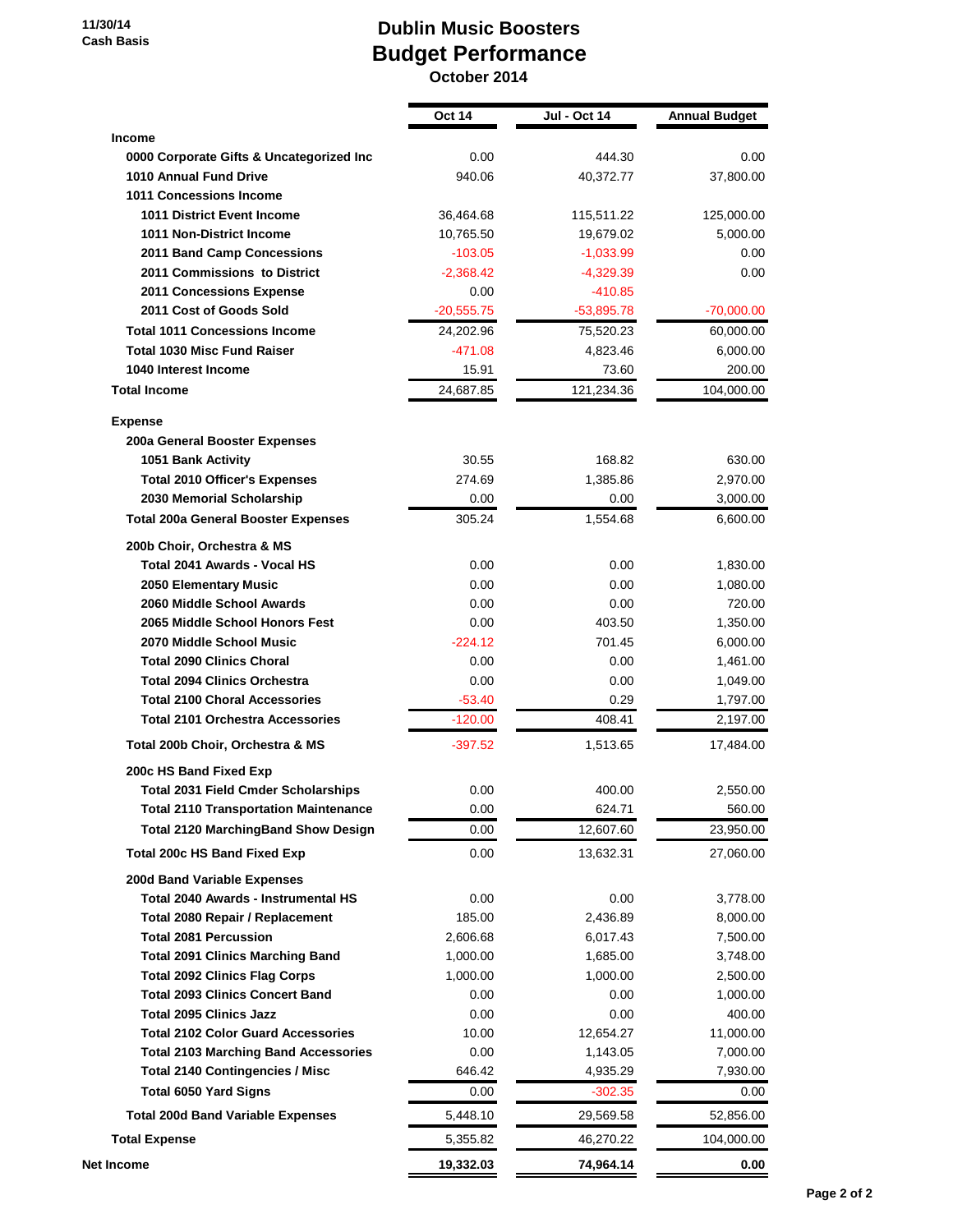11/30/14
Cash Basis

# Dublin Music Boosters
# Budget Performance
## October 2014

| | Oct 14 | Jul - Oct 14 | Annual Budget |
|---|---|---|---|
| **Income** | | | |
| **0000 Corporate Gifts & Uncategorized Inc** | 0.00 | 444.30 | 0.00 |
| **1010 Annual Fund Drive** | 940.06 | 40,372.77 | 37,800.00 |
| **1011 Concessions Income** | | | |
| **1011 District Event Income** | 36,464.68 | 115,511.22 | 125,000.00 |
| **1011 Non-District Income** | 10,765.50 | 19,679.02 | 5,000.00 |
| **2011 Band Camp Concessions** | -103.05 | -1,033.99 | 0.00 |
| **2011 Commissions to District** | -2,368.42 | -4,329.39 | 0.00 |
| **2011 Concessions Expense** | 0.00 | -410.85 | |
| **2011 Cost of Goods Sold** | -20,555.75 | -53,895.78 | -70,000.00 |
| **Total 1011 Concessions Income** | 24,202.96 | 75,520.23 | 60,000.00 |
| **Total 1030 Misc Fund Raiser** | -471.08 | 4,823.46 | 6,000.00 |
| **1040 Interest Income** | 15.91 | 73.60 | 200.00 |
| **Total Income** | 24,687.85 | 121,234.36 | 104,000.00 |
| **Expense** | | | |
| **200a General Booster Expenses** | | | |
| **1051 Bank Activity** | 30.55 | 168.82 | 630.00 |
| **Total 2010 Officer's Expenses** | 274.69 | 1,385.86 | 2,970.00 |
| **2030 Memorial Scholarship** | 0.00 | 0.00 | 3,000.00 |
| **Total 200a General Booster Expenses** | 305.24 | 1,554.68 | 6,600.00 |
| **200b Choir, Orchestra & MS** | | | |
| **Total 2041 Awards - Vocal HS** | 0.00 | 0.00 | 1,830.00 |
| **2050 Elementary Music** | 0.00 | 0.00 | 1,080.00 |
| **2060 Middle School Awards** | 0.00 | 0.00 | 720.00 |
| **2065 Middle School Honors Fest** | 0.00 | 403.50 | 1,350.00 |
| **2070 Middle School Music** | -224.12 | 701.45 | 6,000.00 |
| **Total 2090 Clinics Choral** | 0.00 | 0.00 | 1,461.00 |
| **Total 2094 Clinics Orchestra** | 0.00 | 0.00 | 1,049.00 |
| **Total 2100 Choral Accessories** | -53.40 | 0.29 | 1,797.00 |
| **Total 2101 Orchestra Accessories** | -120.00 | 408.41 | 2,197.00 |
| **Total 200b Choir, Orchestra & MS** | -397.52 | 1,513.65 | 17,484.00 |
| **200c HS Band Fixed Exp** | | | |
| **Total 2031 Field Cmder Scholarships** | 0.00 | 400.00 | 2,550.00 |
| **Total 2110 Transportation Maintenance** | 0.00 | 624.71 | 560.00 |
| **Total 2120 MarchingBand Show Design** | 0.00 | 12,607.60 | 23,950.00 |
| **Total 200c HS Band Fixed Exp** | 0.00 | 13,632.31 | 27,060.00 |
| **200d Band Variable Expenses** | | | |
| **Total 2040 Awards - Instrumental HS** | 0.00 | 0.00 | 3,778.00 |
| **Total 2080 Repair / Replacement** | 185.00 | 2,436.89 | 8,000.00 |
| **Total 2081 Percussion** | 2,606.68 | 6,017.43 | 7,500.00 |
| **Total 2091 Clinics Marching Band** | 1,000.00 | 1,685.00 | 3,748.00 |
| **Total 2092 Clinics Flag Corps** | 1,000.00 | 1,000.00 | 2,500.00 |
| **Total 2093 Clinics Concert Band** | 0.00 | 0.00 | 1,000.00 |
| **Total 2095 Clinics Jazz** | 0.00 | 0.00 | 400.00 |
| **Total 2102 Color Guard Accessories** | 10.00 | 12,654.27 | 11,000.00 |
| **Total 2103 Marching Band Accessories** | 0.00 | 1,143.05 | 7,000.00 |
| **Total 2140 Contingencies / Misc** | 646.42 | 4,935.29 | 7,930.00 |
| **Total 6050 Yard Signs** | 0.00 | -302.35 | 0.00 |
| **Total 200d Band Variable Expenses** | 5,448.10 | 29,569.58 | 52,856.00 |
| **Total Expense** | 5,355.82 | 46,270.22 | 104,000.00 |
| **Net Income** | **19,332.03** | **74,964.14** | **0.00** |